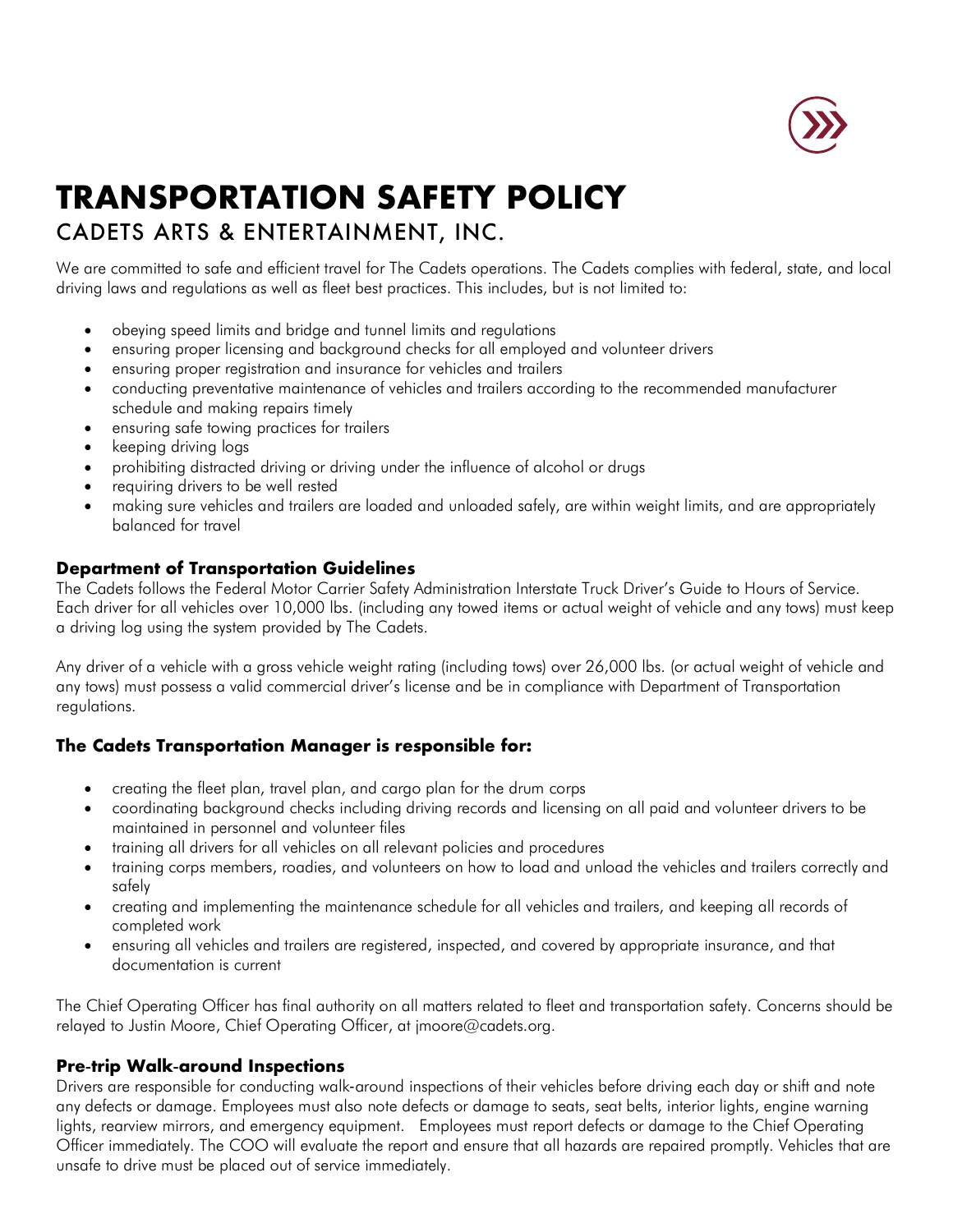# TRANSPORTATION SAFETY POLICY

## CADETS ARTS & ENTERTAINMENT, INC.

We are committed to safe and efficient travel for The Cadets operations. The Cadets complies with federal, state, and local driving laws and regulations as well as fleet best practices. This includes, but is not limited to:

- obeying speed limits and bridge and tunnel limits and regulations
- ensuring proper licensing and background checks for all employed and volunteer drivers
- ensuring proper registration and insurance for vehicles and trailers
- conducting preventative maintenance of vehicles and trailers according to the recommended manufacturer schedule and making repairs timely
- ensuring safe towing practices for trailers
- keeping driving logs
- prohibiting distracted driving or driving under the influence of alcohol or drugs
- requiring drivers to be well rested
- making sure vehicles and trailers are loaded and unloaded safely, are within weight limits, and are appropriately balanced for travel

### Department of Transportation Guidelines

The Cadets follows the Federal Motor Carrier Safety Administration Interstate Truck Driver's Guide to Hours of Service. Each driver for all vehicles over 10,000 lbs. (including any towed items or actual weight of vehicle and any tows) must keep a driving log using the system provided by The Cadets.

Any driver of a vehicle with a gross vehicle weight rating (including tows) over 26,000 lbs. (or actual weight of vehicle and any tows) must possess a valid commercial driver's license and be in compliance with Department of Transportation regulations.

### The Cadets Transportation Manager is responsible for:

- creating the fleet plan, travel plan, and cargo plan for the drum corps
- coordinating background checks including driving records and licensing on all paid and volunteer drivers to be maintained in personnel and volunteer files
- training all drivers for all vehicles on all relevant policies and procedures
- training corps members, roadies, and volunteers on how to load and unload the vehicles and trailers correctly and safely
- creating and implementing the maintenance schedule for all vehicles and trailers, and keeping all records of completed work
- ensuring all vehicles and trailers are registered, inspected, and covered by appropriate insurance, and that documentation is current

The Chief Operating Officer has final authority on all matters related to fleet and transportation safety. Concerns should be relayed to Justin Moore, Chief Operating Officer, at jmoore@cadets.org.

### Pre-trip Walk-around Inspections

Drivers are responsible for conducting walk-around inspections of their vehicles before driving each day or shift and note any defects or damage. Employees must also note defects or damage to seats, seat belts, interior lights, engine warning lights, rearview mirrors, and emergency equipment. Employees must report defects or damage to the Chief Operating Officer immediately. The COO will evaluate the report and ensure that all hazards are repaired promptly. Vehicles that are unsafe to drive must be placed out of service immediately.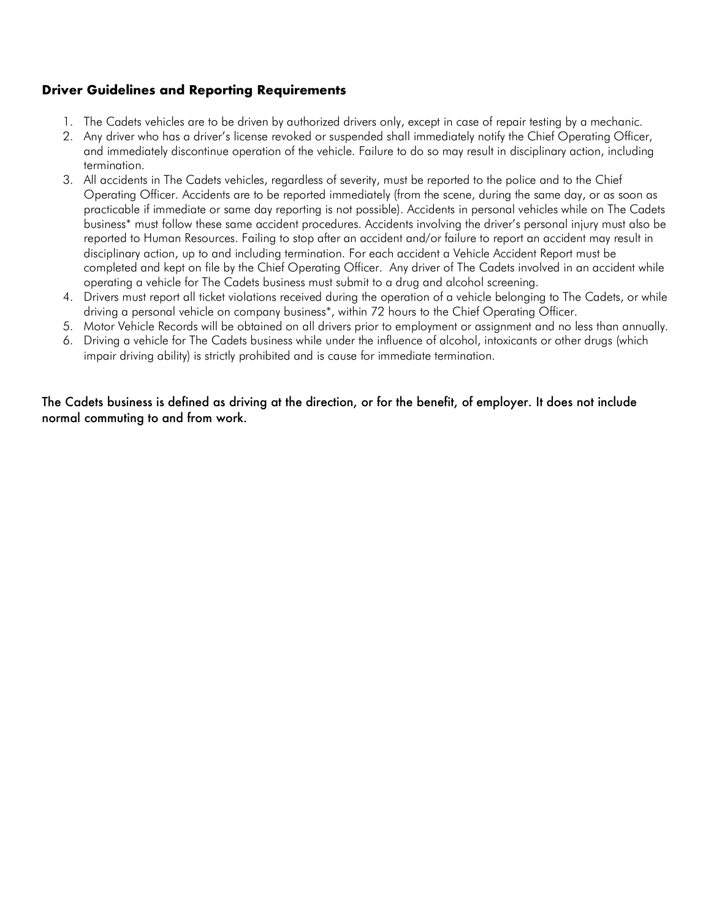### Driver Guidelines and Reporting Requirements

1. The Cadets vehicles are to be driven by authorized drivers only, except in case of repair testing by a mechanic.
2. Any driver who has a driver's license revoked or suspended shall immediately notify the Chief Operating Officer, and immediately discontinue operation of the vehicle. Failure to do so may result in disciplinary action, including termination.
3. All accidents in The Cadets vehicles, regardless of severity, must be reported to the police and to the Chief Operating Officer. Accidents are to be reported immediately (from the scene, during the same day, or as soon as practicable if immediate or same day reporting is not possible). Accidents in personal vehicles while on The Cadets business* must follow these same accident procedures. Accidents involving the driver's personal injury must also be reported to Human Resources. Failing to stop after an accident and/or failure to report an accident may result in disciplinary action, up to and including termination. For each accident a Vehicle Accident Report must be completed and kept on file by the Chief Operating Officer. Any driver of The Cadets involved in an accident while operating a vehicle for The Cadets business must submit to a drug and alcohol screening.
4. Drivers must report all ticket violations received during the operation of a vehicle belonging to The Cadets, or while driving a personal vehicle on company business*, within 72 hours to the Chief Operating Officer.
5. Motor Vehicle Records will be obtained on all drivers prior to employment or assignment and no less than annually.
6. Driving a vehicle for The Cadets business while under the influence of alcohol, intoxicants or other drugs (which impair driving ability) is strictly prohibited and is cause for immediate termination.

The Cadets business is defined as driving at the direction, or for the benefit, of employer. It does not include normal commuting to and from work.